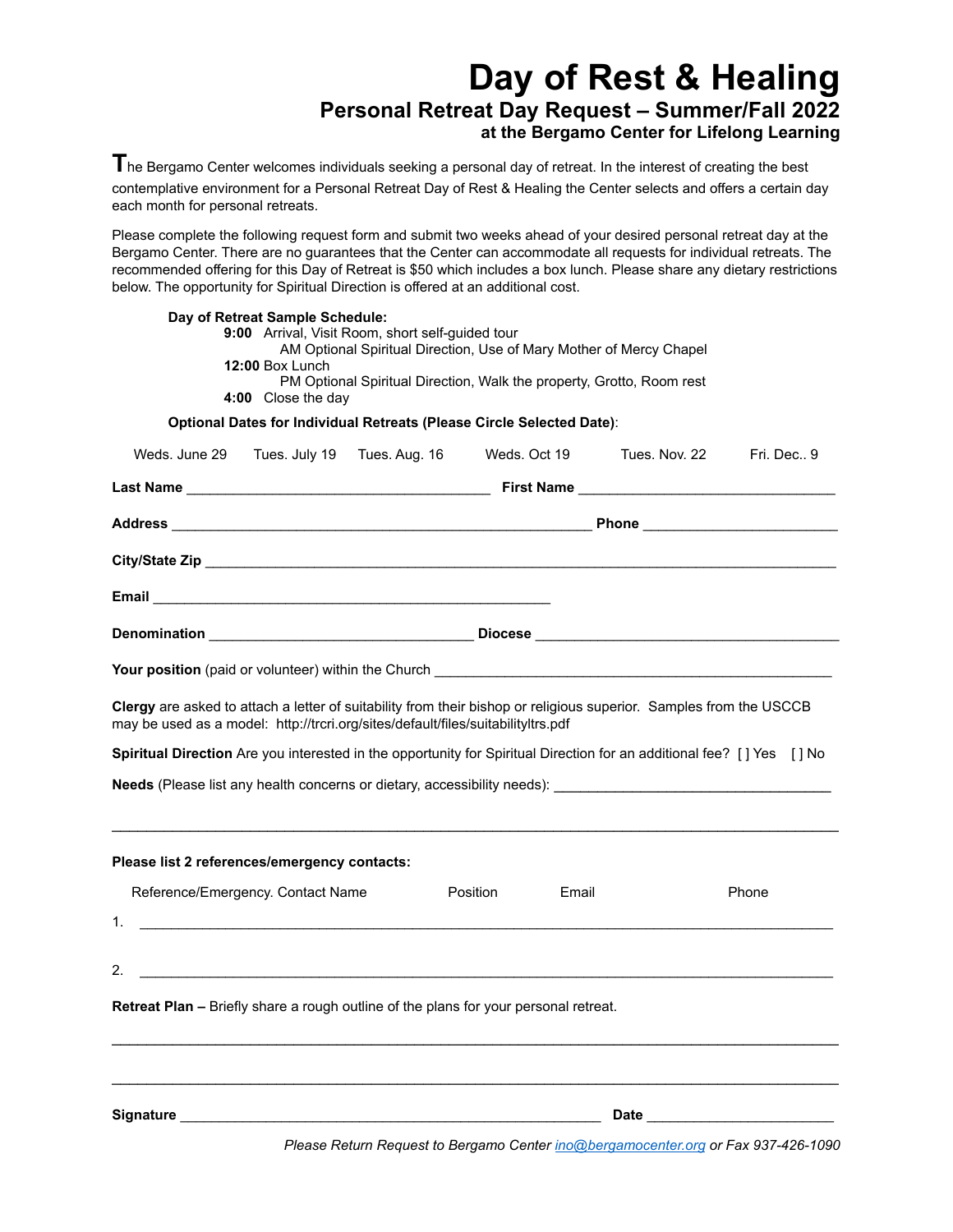# Day of Rest & Healing

## Personal Retreat Day Request – Summer/Fall 2022

### at the Bergamo Center for Lifelong Learning

The Bergamo Center welcomes individuals seeking a personal day of retreat. In the interest of creating the best contemplative environment for a Personal Retreat Day of Rest & Healing the Center selects and offers a certain day each month for personal retreats.

Please complete the following request form and submit two weeks ahead of your desired personal retreat day at the Bergamo Center. There are no guarantees that the Center can accommodate all requests for individual retreats. The recommended offering for this Day of Retreat is $50 which includes a box lunch. Please share any dietary restrictions below. The opportunity for Spiritual Direction is offered at an additional cost.

**Day of Retreat Sample Schedule:**

**9:00** Arrival, Visit Room, short self-guided tour
AM Optional Spiritual Direction, Use of Mary Mother of Mercy Chapel
**12:00** Box Lunch
PM Optional Spiritual Direction, Walk the property, Grotto, Room rest
**4:00** Close the day

**Optional Dates for Individual Retreats (Please Circle Selected Date)**:

Weds. June 29 Tues. July 19 Tues. Aug. 16 Weds. Oct 19 Tues. Nov. 22 Fri. Dec.. 9

**Last Name** ______________________________________ **First Name** ________________________________

**Address** _____________________________________________________ **Phone** ________________________

**City/State Zip** _________________________________________________________________________________

**Email** __________________________________________________

**Denomination** _________________________________ **Diocese** _______________________________________

**Your position** (paid or volunteer) within the Church __________________________________________________

**Clergy** are asked to attach a letter of suitability from their bishop or religious superior. Samples from the USCCB may be used as a model: http://trcri.org/sites/default/files/suitabilityltrs.pdf

**Spiritual Direction** Are you interested in the opportunity for Spiritual Direction for an additional fee? [ ] Yes [ ] No

**Needs** (Please list any health concerns or dietary, accessibility needs): ___________________________________

______________________________________________________________________________________________

**Please list 2 references/emergency contacts:**

| | Reference/Emergency. Contact Name | Position | Email | Phone |
|---|---|---|---|---|
| 1. | | | | |
| 2. | | | | |

**Retreat Plan –** Briefly share a rough outline of the plans for your personal retreat.

______________________________________________________________________________________________

______________________________________________________________________________________________

**Signature** _____________________________________________________ **Date** ________________________

*Please Return Request to Bergamo Center ino@bergamocenter.org or Fax 937-426-1090*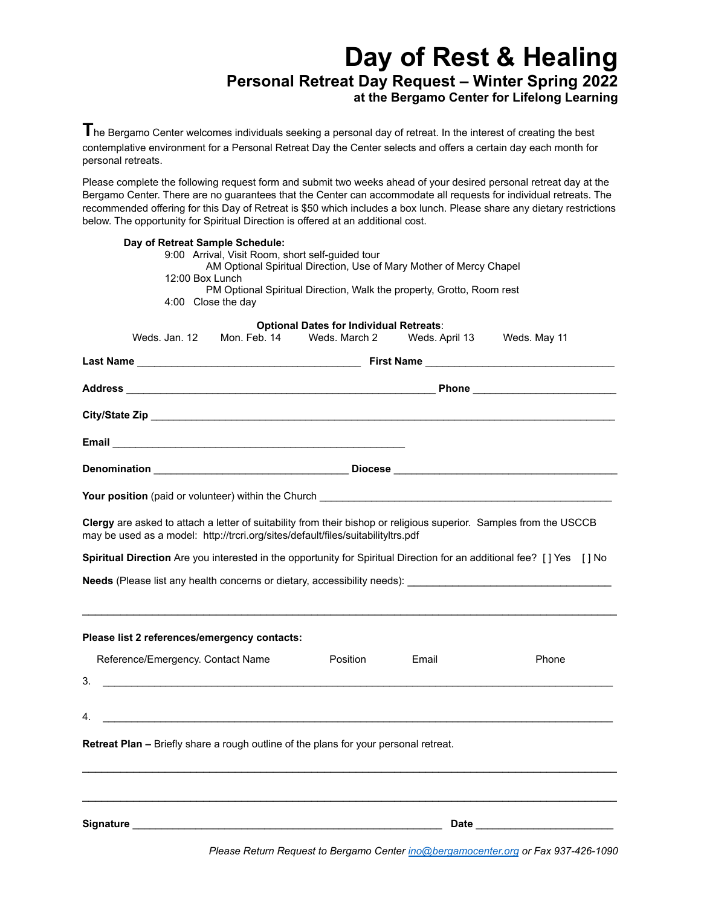# Day of Rest & Healing

## Personal Retreat Day Request – Winter Spring 2022

### at the Bergamo Center for Lifelong Learning

The Bergamo Center welcomes individuals seeking a personal day of retreat. In the interest of creating the best contemplative environment for a Personal Retreat Day the Center selects and offers a certain day each month for personal retreats.

Please complete the following request form and submit two weeks ahead of your desired personal retreat day at the Bergamo Center. There are no guarantees that the Center can accommodate all requests for individual retreats. The recommended offering for this Day of Retreat is $50 which includes a box lunch. Please share any dietary restrictions below. The opportunity for Spiritual Direction is offered at an additional cost.

**Day of Retreat Sample Schedule:**

9:00 Arrival, Visit Room, short self-guided tour
AM Optional Spiritual Direction, Use of Mary Mother of Mercy Chapel
12:00 Box Lunch
PM Optional Spiritual Direction, Walk the property, Grotto, Room rest
4:00 Close the day

**Optional Dates for Individual Retreats**:

Weds. Jan. 12 Mon. Feb. 14 Weds. March 2 Weds. April 13 Weds. May 11

**Last Name** ______________________________________ **First Name** _________________________________

**Address** _____________________________________________________ **Phone** ________________________

**City/State Zip** _________________________________________________________________________________

**Email** __________________________________________________

**Denomination** __________________________________ **Diocese** _______________________________________

**Your position** (paid or volunteer) within the Church ___________________________________________________

**Clergy** are asked to attach a letter of suitability from their bishop or religious superior. Samples from the USCCB may be used as a model: http://trcri.org/sites/default/files/suitabilityltrs.pdf

**Spiritual Direction** Are you interested in the opportunity for Spiritual Direction for an additional fee? [ ] Yes [ ] No

**Needs** (Please list any health concerns or dietary, accessibility needs): ___________________________________

_______________________________________________________________________________________________

**Please list 2 references/emergency contacts:**

| Reference/Emergency. Contact Name | Position | Email | Phone |
| --- | --- | --- | --- |
| 3. | | | |
| 4. | | | |

**Retreat Plan –** Briefly share a rough outline of the plans for your personal retreat.

_______________________________________________________________________________________________

_______________________________________________________________________________________________

**Signature** _____________________________________________________ **Date** ________________________

*Please Return Request to Bergamo Center ino@bergamocenter.org or Fax 937-426-1090*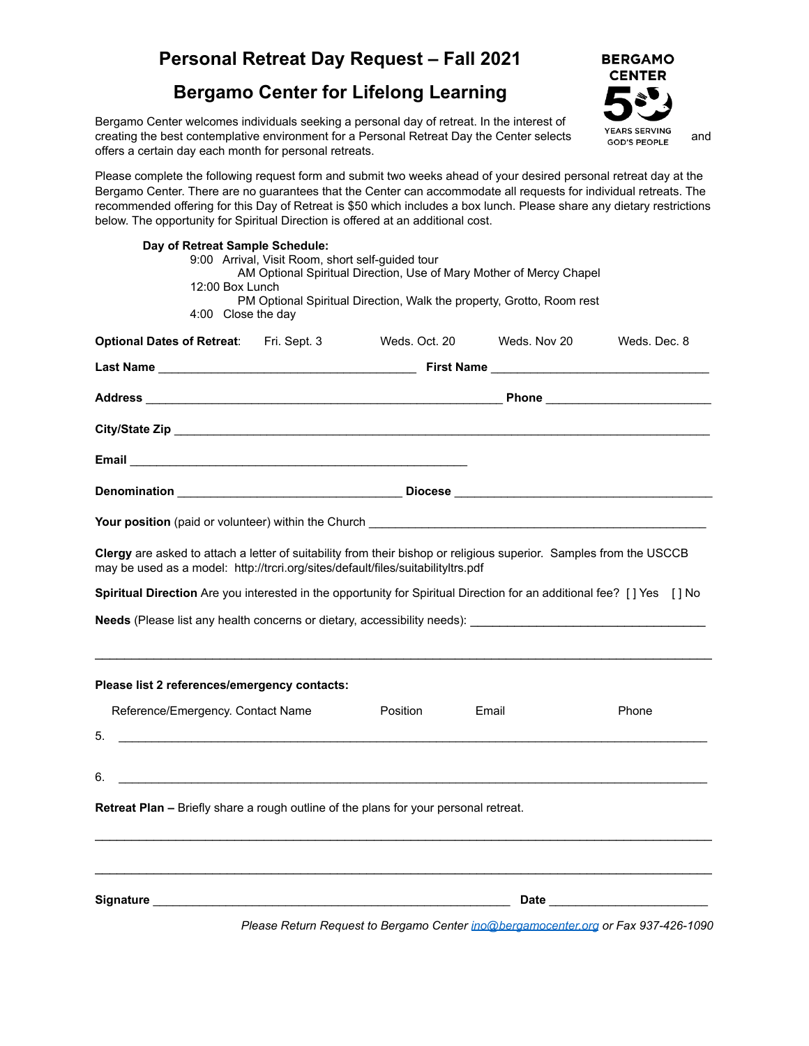# Personal Retreat Day Request – Fall 2021

## Bergamo Center for Lifelong Learning

BERGAMO CENTER
50 YEARS SERVING GOD'S PEOPLE

Bergamo Center welcomes individuals seeking a personal day of retreat. In the interest of creating the best contemplative environment for a Personal Retreat Day the Center selects and offers a certain day each month for personal retreats.

Please complete the following request form and submit two weeks ahead of your desired personal retreat day at the Bergamo Center. There are no guarantees that the Center can accommodate all requests for individual retreats. The recommended offering for this Day of Retreat is $50 which includes a box lunch. Please share any dietary restrictions below. The opportunity for Spiritual Direction is offered at an additional cost.

**Day of Retreat Sample Schedule:**

9:00 Arrival, Visit Room, short self-guided tour
AM Optional Spiritual Direction, Use of Mary Mother of Mercy Chapel
12:00 Box Lunch
PM Optional Spiritual Direction, Walk the property, Grotto, Room rest
4:00 Close the day

**Optional Dates of Retreat**: Fri. Sept. 3 Weds. Oct. 20 Weds. Nov 20 Weds. Dec. 8

**Last Name** ______________________ **First Name** ______________________

**Address** ______________________ **Phone** ______________________

**City/State Zip** ______________________

**Email** ______________________

**Denomination** ______________________ **Diocese** ______________________

**Your position** (paid or volunteer) within the Church ______________________

**Clergy** are asked to attach a letter of suitability from their bishop or religious superior. Samples from the USCCB may be used as a model: http://trcri.org/sites/default/files/suitabilityltrs.pdf

**Spiritual Direction** Are you interested in the opportunity for Spiritual Direction for an additional fee? [ ] Yes [ ] No

**Needs** (Please list any health concerns or dietary, accessibility needs): ______________________

______________________

**Please list 2 references/emergency contacts:**

| | Reference/Emergency. Contact Name | Position | Email | Phone |
|---|---|---|---|---|
| 5. | | | | |
| 6. | | | | |

**Retreat Plan –** Briefly share a rough outline of the plans for your personal retreat.

______________________

______________________

**Signature** ______________________ **Date** ______________________

*Please Return Request to Bergamo Center ino@bergamocenter.org or Fax 937-426-1090*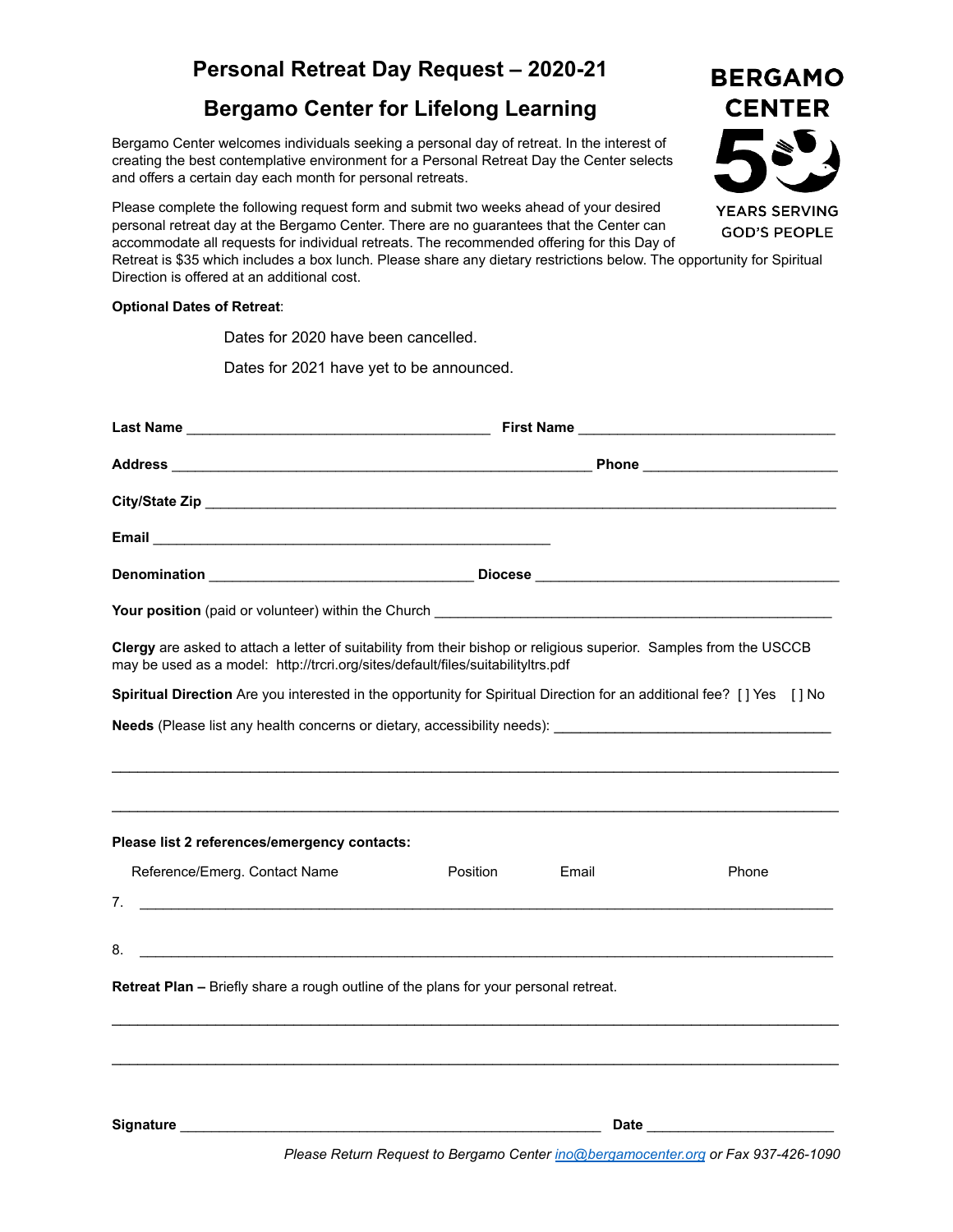# Personal Retreat Day Request – 2020-21

## Bergamo Center for Lifelong Learning

BERGAMO CENTER

50

YEARS SERVING GOD'S PEOPLE

Bergamo Center welcomes individuals seeking a personal day of retreat. In the interest of creating the best contemplative environment for a Personal Retreat Day the Center selects and offers a certain day each month for personal retreats.

Please complete the following request form and submit two weeks ahead of your desired personal retreat day at the Bergamo Center. There are no guarantees that the Center can accommodate all requests for individual retreats. The recommended offering for this Day of Retreat is $35 which includes a box lunch. Please share any dietary restrictions below. The opportunity for Spiritual Direction is offered at an additional cost.

**Optional Dates of Retreat**:

Dates for 2020 have been cancelled.

Dates for 2021 have yet to be announced.

**Last Name** ______________________________ **First Name** ______________________________

**Address** ______________________________________________ **Phone** ____________________

**City/State Zip** ______________________________________________________________________

**Email** ______________________________________________

**Denomination** ____________________________ **Diocese** __________________________________

**Your position** (paid or volunteer) within the Church ______________________________________________

**Clergy** are asked to attach a letter of suitability from their bishop or religious superior. Samples from the USCCB may be used as a model: http://trcri.org/sites/default/files/suitabilityltrs.pdf

**Spiritual Direction** Are you interested in the opportunity for Spiritual Direction for an additional fee? [ ] Yes [ ] No

**Needs** (Please list any health concerns or dietary, accessibility needs): ______________________________

__________________________________________________________________________________

__________________________________________________________________________________

**Please list 2 references/emergency contacts:**

| | Reference/Emerg. Contact Name | Position | Email | Phone |
|---|---|---|---|---|
| 7. | | | | |
| 8. | | | | |

**Retreat Plan –** Briefly share a rough outline of the plans for your personal retreat.

__________________________________________________________________________________

__________________________________________________________________________________

**Signature** ______________________________________________ **Date** ____________________

*Please Return Request to Bergamo Center [ino@bergamocenter.org](mailto:ino@bergamocenter.org) or Fax 937-426-1090*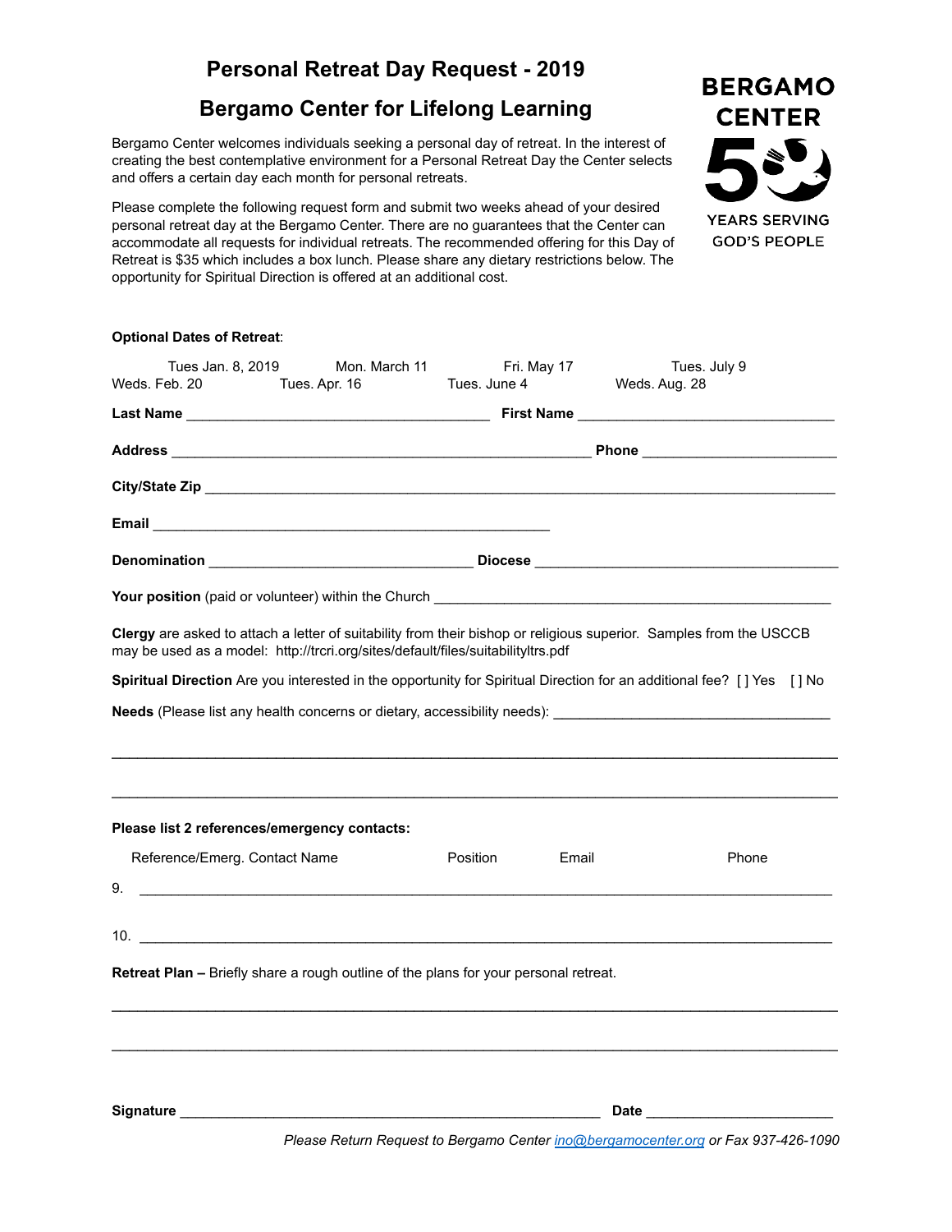# Personal Retreat Day Request - 2019

## Bergamo Center for Lifelong Learning

BERGAMO CENTER

50

YEARS SERVING GOD'S PEOPLE

Bergamo Center welcomes individuals seeking a personal day of retreat. In the interest of creating the best contemplative environment for a Personal Retreat Day the Center selects and offers a certain day each month for personal retreats.

Please complete the following request form and submit two weeks ahead of your desired personal retreat day at the Bergamo Center. There are no guarantees that the Center can accommodate all requests for individual retreats. The recommended offering for this Day of Retreat is $35 which includes a box lunch. Please share any dietary restrictions below. The opportunity for Spiritual Direction is offered at an additional cost.

**Optional Dates of Retreat**:

Tues Jan. 8, 2019    Mon. March 11    Fri. May 17    Tues. July 9
Weds. Feb. 20    Tues. Apr. 16    Tues. June 4    Weds. Aug. 28

**Last Name** ______________________________ **First Name** ______________________________

**Address** ______________________________________________ **Phone** ______________________

**City/State Zip** ________________________________________________________________

**Email** ______________________________________________

**Denomination** ____________________________ **Diocese** ____________________________________

**Your position** (paid or volunteer) within the Church ______________________________________________

**Clergy** are asked to attach a letter of suitability from their bishop or religious superior. Samples from the USCCB may be used as a model: http://trcri.org/sites/default/files/suitabilityltrs.pdf

**Spiritual Direction** Are you interested in the opportunity for Spiritual Direction for an additional fee? [ ] Yes [ ] No

**Needs** (Please list any health concerns or dietary, accessibility needs): ________________________________

________________________________________________________________________________

________________________________________________________________________________

**Please list 2 references/emergency contacts:**

Reference/Emerg. Contact Name    Position    Email    Phone

9. ________________________________________________________________________________

10. ________________________________________________________________________________

**Retreat Plan –** Briefly share a rough outline of the plans for your personal retreat.

________________________________________________________________________________

________________________________________________________________________________

**Signature** ______________________________________________ **Date** ______________________

*Please Return Request to Bergamo Center ino@bergamocenter.org or Fax 937-426-1090*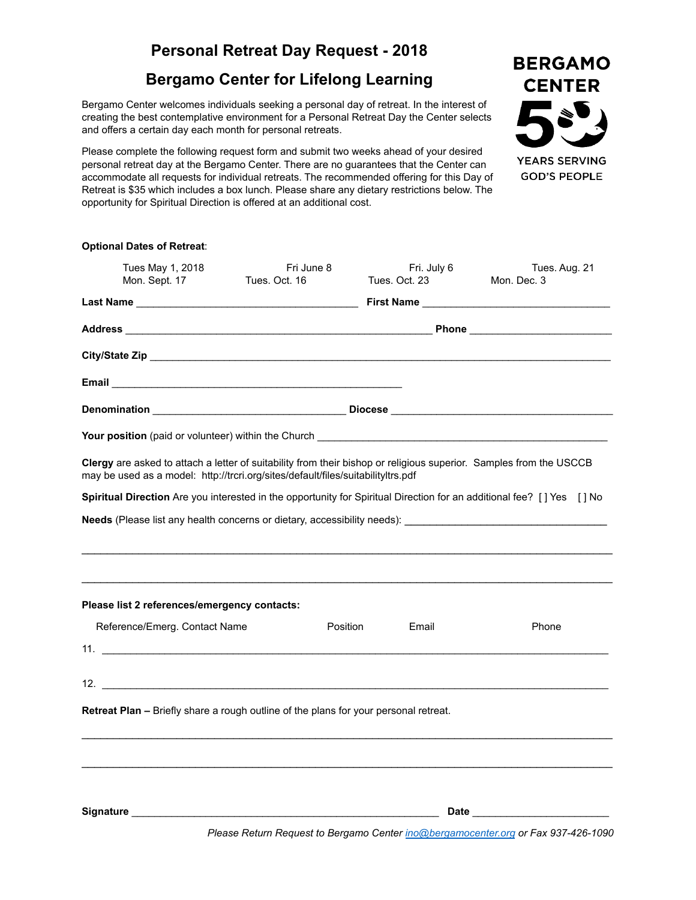# Personal Retreat Day Request - 2018

## Bergamo Center for Lifelong Learning

BERGAMO CENTER

50 YEARS SERVING GOD'S PEOPLE

Bergamo Center welcomes individuals seeking a personal day of retreat. In the interest of creating the best contemplative environment for a Personal Retreat Day the Center selects and offers a certain day each month for personal retreats.

Please complete the following request form and submit two weeks ahead of your desired personal retreat day at the Bergamo Center. There are no guarantees that the Center can accommodate all requests for individual retreats. The recommended offering for this Day of Retreat is $35 which includes a box lunch. Please share any dietary restrictions below. The opportunity for Spiritual Direction is offered at an additional cost.

**Optional Dates of Retreat**:

| | | | |
|---|---|---|---|
| Tues May 1, 2018 | Fri June 8 | Fri. July 6 | Tues. Aug. 21 |
| Mon. Sept. 17 | Tues. Oct. 16 | Tues. Oct. 23 | Mon. Dec. 3 |

**Last Name** ______________________________ **First Name** ______________________________

**Address** ______________________________ **Phone** ______________________________

**City/State Zip** ______________________________

**Email** ______________________________

**Denomination** ______________________________ **Diocese** ______________________________

**Your position** (paid or volunteer) within the Church ______________________________

**Clergy** are asked to attach a letter of suitability from their bishop or religious superior. Samples from the USCCB may be used as a model: http://trcri.org/sites/default/files/suitabilityltrs.pdf

**Spiritual Direction** Are you interested in the opportunity for Spiritual Direction for an additional fee? [ ] Yes [ ] No

**Needs** (Please list any health concerns or dietary, accessibility needs): ______________________________

______________________________

______________________________

**Please list 2 references/emergency contacts:**

| Reference/Emerg. Contact Name | Position | Email | Phone |
|---|---|---|---|
| 11. | | | |
| 12. | | | |

**Retreat Plan –** Briefly share a rough outline of the plans for your personal retreat.

______________________________

______________________________

**Signature** ______________________________ **Date** ______________________________

*Please Return Request to Bergamo Center ino@bergamocenter.org or Fax 937-426-1090*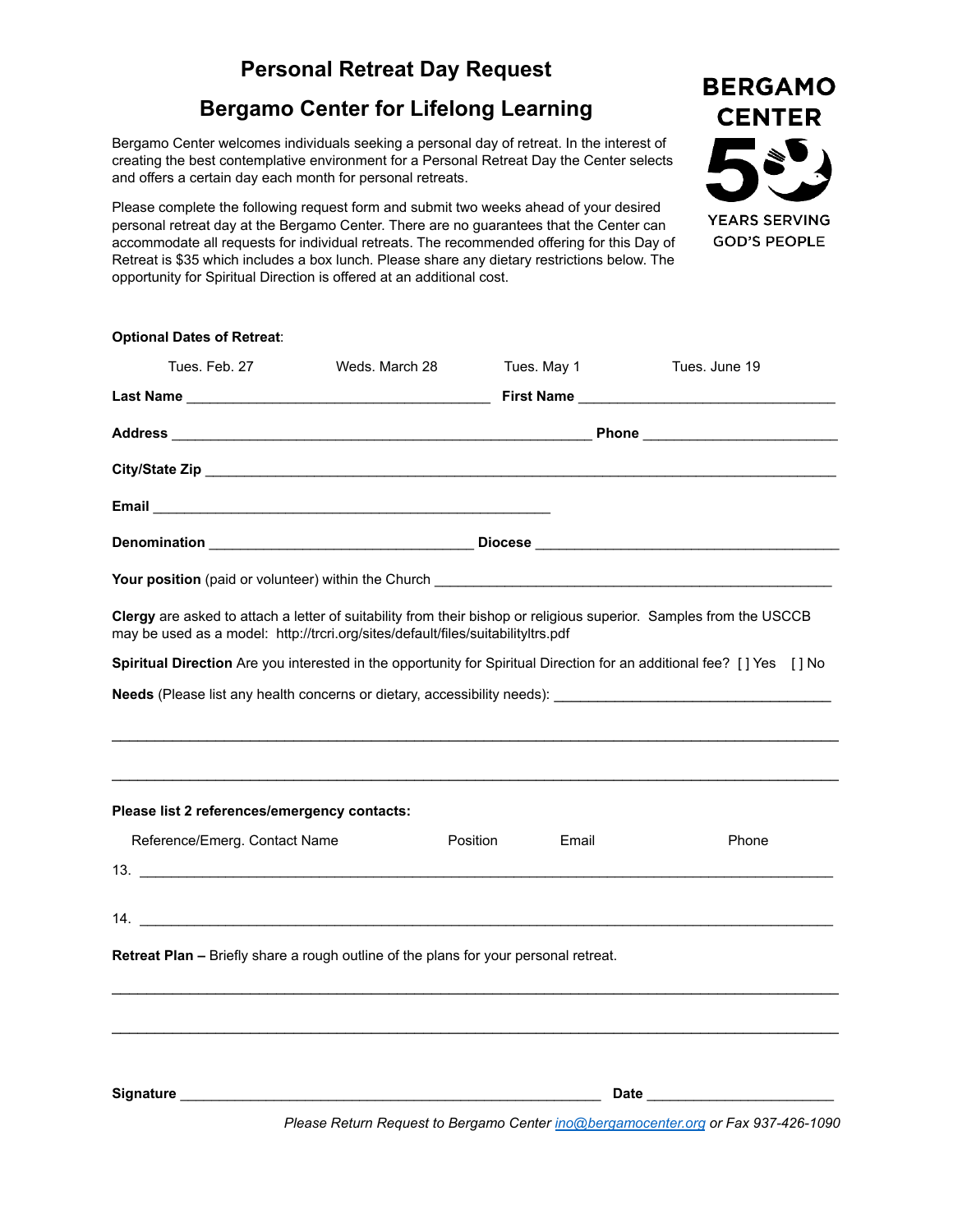# Personal Retreat Day Request

## Bergamo Center for Lifelong Learning

BERGAMO CENTER

50 YEARS SERVING GOD'S PEOPLE

Bergamo Center welcomes individuals seeking a personal day of retreat. In the interest of creating the best contemplative environment for a Personal Retreat Day the Center selects and offers a certain day each month for personal retreats.

Please complete the following request form and submit two weeks ahead of your desired personal retreat day at the Bergamo Center. There are no guarantees that the Center can accommodate all requests for individual retreats. The recommended offering for this Day of Retreat is $35 which includes a box lunch. Please share any dietary restrictions below. The opportunity for Spiritual Direction is offered at an additional cost.

**Optional Dates of Retreat**:

Tues. Feb. 27    Weds. March 28    Tues. May 1    Tues. June 19

**Last Name** ______________________ **First Name** ______________________

**Address** ______________________________ **Phone** ______________________

**City/State Zip** ______________________________________________

**Email** ______________________________

**Denomination** ______________________ **Diocese** ______________________

**Your position** (paid or volunteer) within the Church ______________________________

**Clergy** are asked to attach a letter of suitability from their bishop or religious superior. Samples from the USCCB may be used as a model: http://trcri.org/sites/default/files/suitabilityltrs.pdf

**Spiritual Direction** Are you interested in the opportunity for Spiritual Direction for an additional fee? [ ] Yes [ ] No

**Needs** (Please list any health concerns or dietary, accessibility needs): ______________________

______________________________________________________________________

______________________________________________________________________

**Please list 2 references/emergency contacts:**

| Reference/Emerg. Contact Name | Position | Email | Phone |
|---|---|---|---|
| 13. | | | |
| 14. | | | |

**Retreat Plan –** Briefly share a rough outline of the plans for your personal retreat.

______________________________________________________________________

______________________________________________________________________

**Signature** ______________________________ **Date** ______________________

*Please Return Request to Bergamo Center ino@bergamocenter.org or Fax 937-426-1090*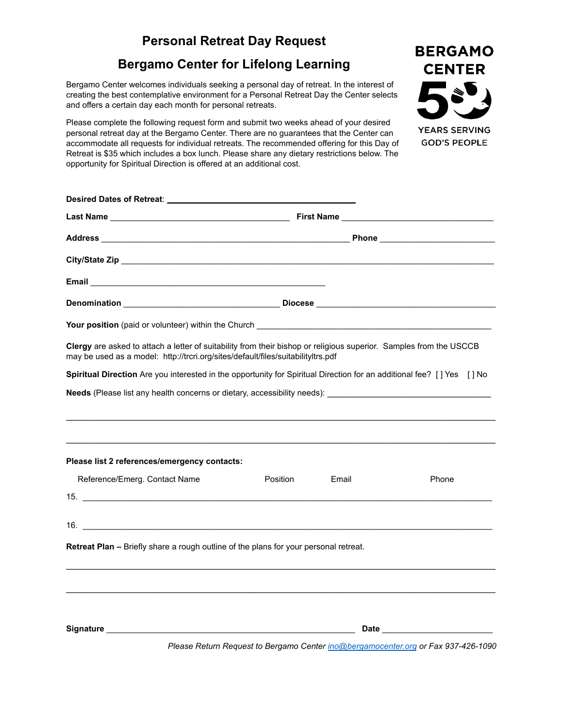# Personal Retreat Day Request

## Bergamo Center for Lifelong Learning

BERGAMO CENTER

50 YEARS SERVING GOD'S PEOPLE

Bergamo Center welcomes individuals seeking a personal day of retreat. In the interest of creating the best contemplative environment for a Personal Retreat Day the Center selects and offers a certain day each month for personal retreats.

Please complete the following request form and submit two weeks ahead of your desired personal retreat day at the Bergamo Center. There are no guarantees that the Center can accommodate all requests for individual retreats. The recommended offering for this Day of Retreat is $35 which includes a box lunch. Please share any dietary restrictions below. The opportunity for Spiritual Direction is offered at an additional cost.

**Desired Dates of Retreat**: ______________________________

**Last Name** ______________________________ **First Name** ______________________________

**Address** ______________________________ **Phone** ______________________________

**City/State Zip** ______________________________

**Email** ______________________________

**Denomination** ______________________________ **Diocese** ______________________________

**Your position** (paid or volunteer) within the Church ______________________________

**Clergy** are asked to attach a letter of suitability from their bishop or religious superior. Samples from the USCCB may be used as a model: http://trcri.org/sites/default/files/suitabilityltrs.pdf

**Spiritual Direction** Are you interested in the opportunity for Spiritual Direction for an additional fee? [ ] Yes [ ] No

**Needs** (Please list any health concerns or dietary, accessibility needs): ______________________________

______________________________

______________________________

**Please list 2 references/emergency contacts:**

| Reference/Emerg. Contact Name | Position | Email | Phone |
|---|---|---|---|
| 15. | | | |
| 16. | | | |

**Retreat Plan –** Briefly share a rough outline of the plans for your personal retreat.

______________________________

______________________________

**Signature** ______________________________ **Date** ______________________________

*Please Return Request to Bergamo Center ino@bergamocenter.org or Fax 937-426-1090*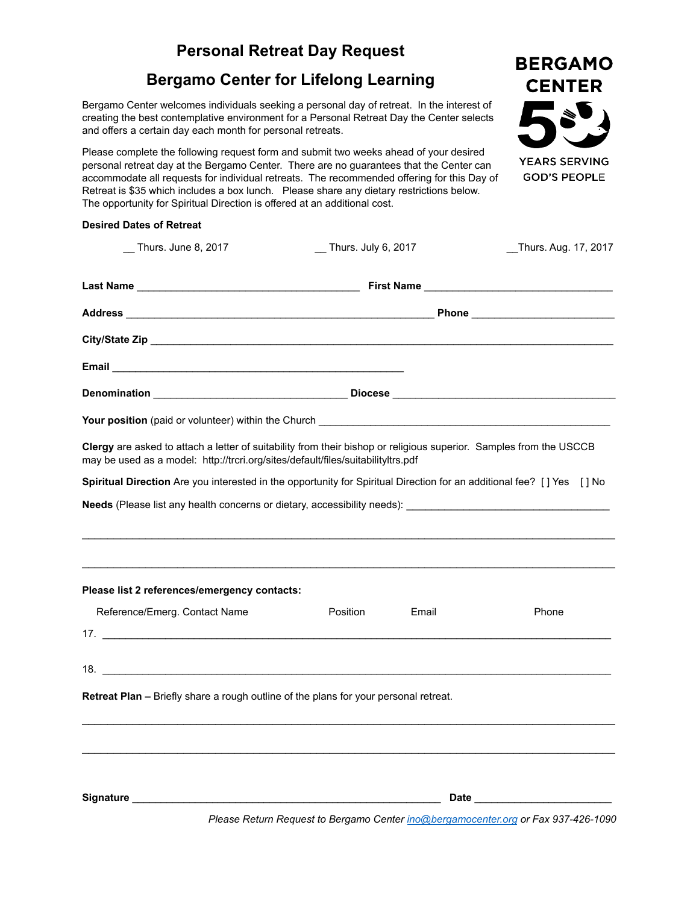# Personal Retreat Day Request

## Bergamo Center for Lifelong Learning

BERGAMO CENTER

50 YEARS SERVING GOD'S PEOPLE

Bergamo Center welcomes individuals seeking a personal day of retreat. In the interest of creating the best contemplative environment for a Personal Retreat Day the Center selects and offers a certain day each month for personal retreats.

Please complete the following request form and submit two weeks ahead of your desired personal retreat day at the Bergamo Center. There are no guarantees that the Center can accommodate all requests for individual retreats. The recommended offering for this Day of Retreat is $35 which includes a box lunch. Please share any dietary restrictions below. The opportunity for Spiritual Direction is offered at an additional cost.

**Desired Dates of Retreat**

__ Thurs. June 8, 2017 __ Thurs. July 6, 2017 __Thurs. Aug. 17, 2017

**Last Name** ______________________________________ **First Name** ________________________________

**Address** _____________________________________________________ **Phone** _________________________

**City/State Zip** _____________________________________________________________________________________

**Email** _________________________________________________

**Denomination** _________________________________ **Diocese** _______________________________________

**Your position** (paid or volunteer) within the Church ____________________________________________________

**Clergy** are asked to attach a letter of suitability from their bishop or religious superior. Samples from the USCCB may be used as a model: http://trcri.org/sites/default/files/suitabilityltrs.pdf

**Spiritual Direction** Are you interested in the opportunity for Spiritual Direction for an additional fee? [ ] Yes [ ] No

**Needs** (Please list any health concerns or dietary, accessibility needs): ___________________________________

_____________________________________________________________________________________________

_____________________________________________________________________________________________

**Please list 2 references/emergency contacts:**

Reference/Emerg. Contact Name Position Email Phone

17. ___________________________________________________________________________________________

18. ___________________________________________________________________________________________

**Retreat Plan –** Briefly share a rough outline of the plans for your personal retreat.

_____________________________________________________________________________________________

_____________________________________________________________________________________________

**Signature** ____________________________________________________ **Date** _______________________

*Please Return Request to Bergamo Center [ino@bergamocenter.org](mailto:ino@bergamocenter.org) or Fax 937-426-1090*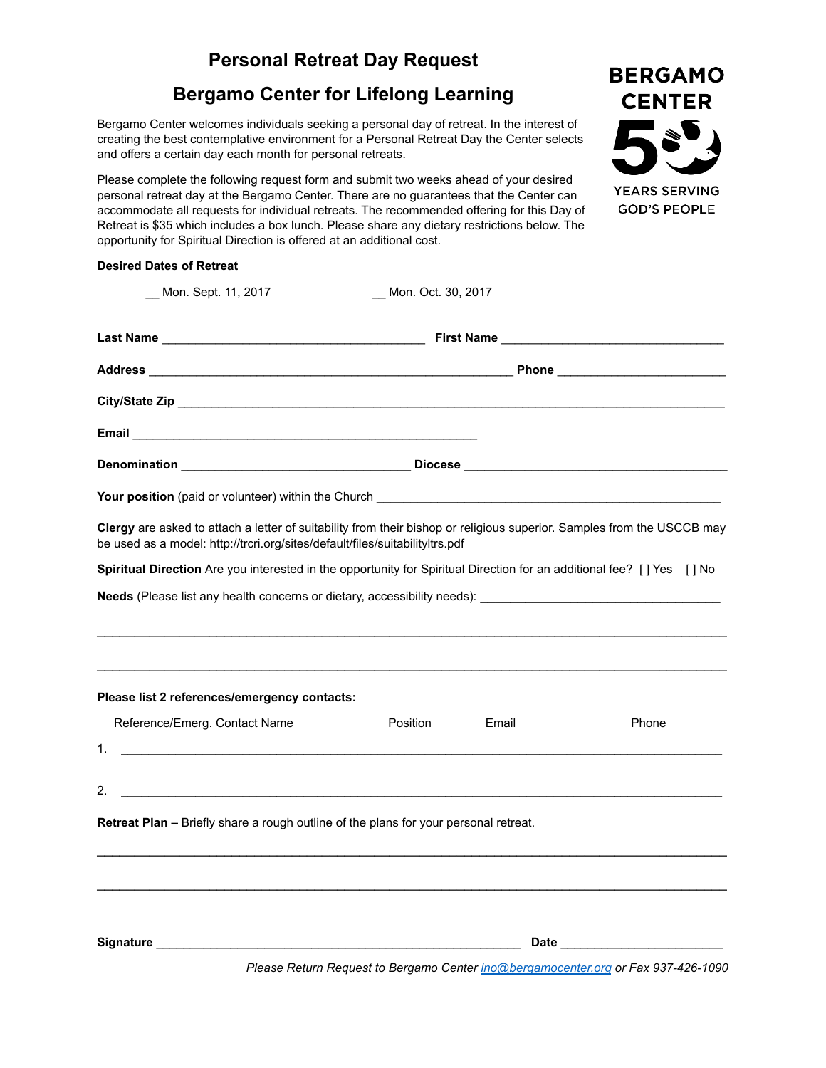# Personal Retreat Day Request

## Bergamo Center for Lifelong Learning

BERGAMO CENTER

50 YEARS SERVING GOD'S PEOPLE

Bergamo Center welcomes individuals seeking a personal day of retreat. In the interest of creating the best contemplative environment for a Personal Retreat Day the Center selects and offers a certain day each month for personal retreats.

Please complete the following request form and submit two weeks ahead of your desired personal retreat day at the Bergamo Center. There are no guarantees that the Center can accommodate all requests for individual retreats. The recommended offering for this Day of Retreat is $35 which includes a box lunch. Please share any dietary restrictions below. The opportunity for Spiritual Direction is offered at an additional cost.

**Desired Dates of Retreat**

__ Mon. Sept. 11, 2017 __ Mon. Oct. 30, 2017

**Last Name** ______________________________________ **First Name** ________________________________

**Address** ______________________________________________________ **Phone** ________________________

**City/State Zip** ________________________________________________________________________________

**Email** __________________________________________________

**Denomination** _________________________________ **Diocese** _______________________________________

**Your position** (paid or volunteer) within the Church __________________________________________________

**Clergy** are asked to attach a letter of suitability from their bishop or religious superior. Samples from the USCCB may be used as a model: http://trcri.org/sites/default/files/suitabilityltrs.pdf

**Spiritual Direction** Are you interested in the opportunity for Spiritual Direction for an additional fee? [ ] Yes [ ] No

**Needs** (Please list any health concerns or dietary, accessibility needs): ___________________________________

_____________________________________________________________________________________________

_____________________________________________________________________________________________

**Please list 2 references/emergency contacts:**

| | Reference/Emerg. Contact Name | Position | Email | Phone |
|---|---|---|---|---|
| 1. | | | | |
| 2. | | | | |

**Retreat Plan –** Briefly share a rough outline of the plans for your personal retreat.

_____________________________________________________________________________________________

_____________________________________________________________________________________________

**Signature** _____________________________________________________ **Date** ________________________

*Please Return Request to Bergamo Center ino@bergamocenter.org or Fax 937-426-1090*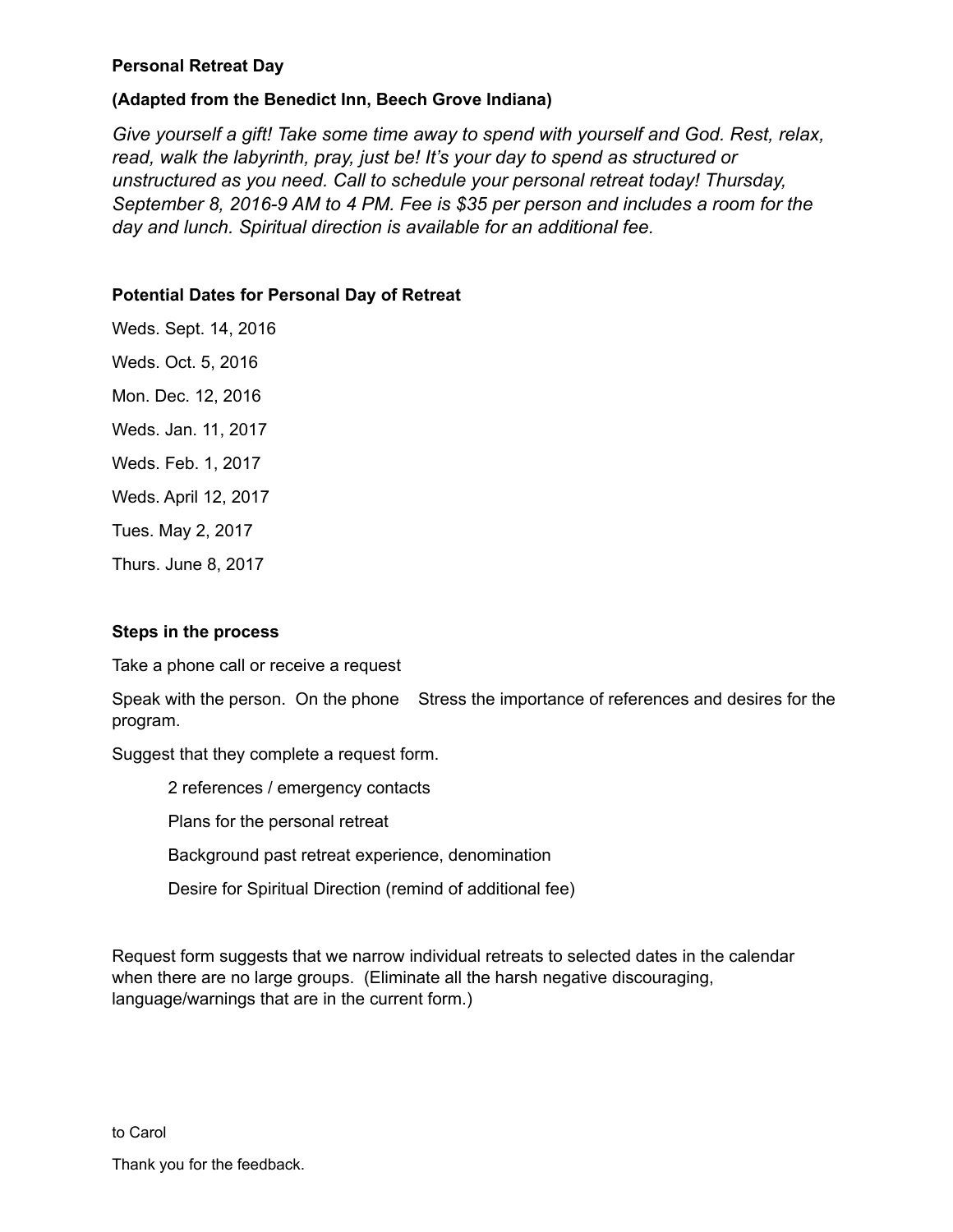**Personal Retreat Day**

**(Adapted from the Benedict Inn, Beech Grove Indiana)**

*Give yourself a gift! Take some time away to spend with yourself and God. Rest, relax, read, walk the labyrinth, pray, just be! It's your day to spend as structured or unstructured as you need. Call to schedule your personal retreat today! Thursday, September 8, 2016-9 AM to 4 PM. Fee is $35 per person and includes a room for the day and lunch. Spiritual direction is available for an additional fee.*

**Potential Dates for Personal Day of Retreat**

Weds. Sept. 14, 2016

Weds. Oct. 5, 2016

Mon. Dec. 12, 2016

Weds. Jan. 11, 2017

Weds. Feb. 1, 2017

Weds. April 12, 2017

Tues. May 2, 2017

Thurs. June 8, 2017

**Steps in the process**

Take a phone call or receive a request

Speak with the person. On the phone Stress the importance of references and desires for the program.

Suggest that they complete a request form.

- 2 references / emergency contacts
- Plans for the personal retreat
- Background past retreat experience, denomination
- Desire for Spiritual Direction (remind of additional fee)

Request form suggests that we narrow individual retreats to selected dates in the calendar when there are no large groups. (Eliminate all the harsh negative discouraging, language/warnings that are in the current form.)

to Carol

Thank you for the feedback.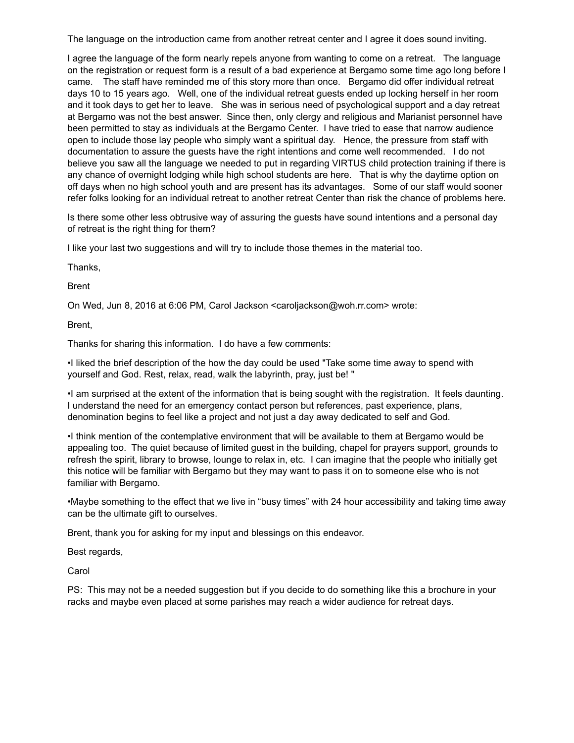The language on the introduction came from another retreat center and I agree it does sound inviting.

I agree the language of the form nearly repels anyone from wanting to come on a retreat. The language on the registration or request form is a result of a bad experience at Bergamo some time ago long before I came. The staff have reminded me of this story more than once. Bergamo did offer individual retreat days 10 to 15 years ago. Well, one of the individual retreat guests ended up locking herself in her room and it took days to get her to leave. She was in serious need of psychological support and a day retreat at Bergamo was not the best answer. Since then, only clergy and religious and Marianist personnel have been permitted to stay as individuals at the Bergamo Center. I have tried to ease that narrow audience open to include those lay people who simply want a spiritual day. Hence, the pressure from staff with documentation to assure the guests have the right intentions and come well recommended. I do not believe you saw all the language we needed to put in regarding VIRTUS child protection training if there is any chance of overnight lodging while high school students are here. That is why the daytime option on off days when no high school youth and are present has its advantages. Some of our staff would sooner refer folks looking for an individual retreat to another retreat Center than risk the chance of problems here.

Is there some other less obtrusive way of assuring the guests have sound intentions and a personal day of retreat is the right thing for them?

I like your last two suggestions and will try to include those themes in the material too.

Thanks,

Brent

On Wed, Jun 8, 2016 at 6:06 PM, Carol Jackson <caroljackson@woh.rr.com> wrote:

Brent,

Thanks for sharing this information. I do have a few comments:

•I liked the brief description of the how the day could be used "Take some time away to spend with yourself and God. Rest, relax, read, walk the labyrinth, pray, just be! "

•I am surprised at the extent of the information that is being sought with the registration. It feels daunting. I understand the need for an emergency contact person but references, past experience, plans, denomination begins to feel like a project and not just a day away dedicated to self and God.

•I think mention of the contemplative environment that will be available to them at Bergamo would be appealing too. The quiet because of limited guest in the building, chapel for prayers support, grounds to refresh the spirit, library to browse, lounge to relax in, etc. I can imagine that the people who initially get this notice will be familiar with Bergamo but they may want to pass it on to someone else who is not familiar with Bergamo.

•Maybe something to the effect that we live in "busy times" with 24 hour accessibility and taking time away can be the ultimate gift to ourselves.

Brent, thank you for asking for my input and blessings on this endeavor.

Best regards,

Carol

PS: This may not be a needed suggestion but if you decide to do something like this a brochure in your racks and maybe even placed at some parishes may reach a wider audience for retreat days.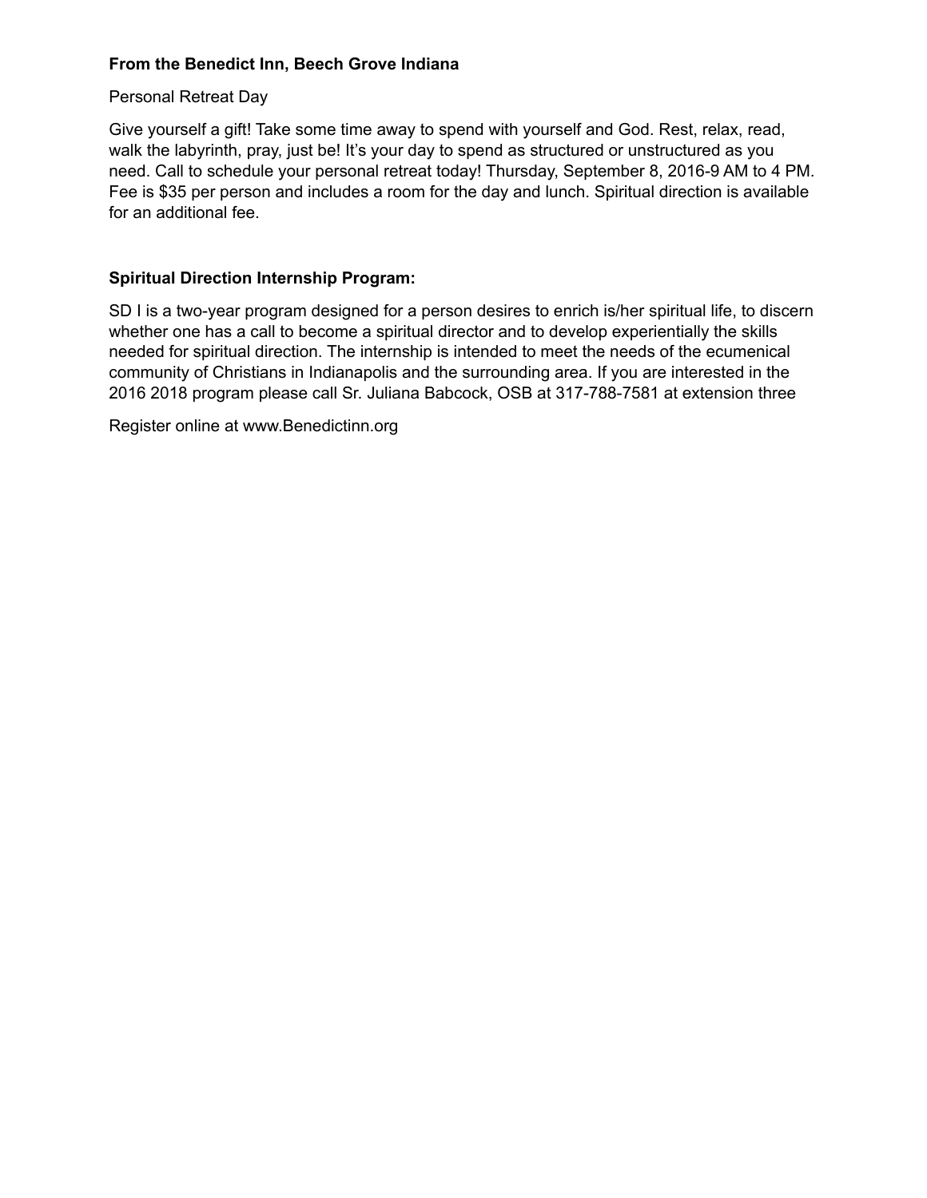**From the Benedict Inn, Beech Grove Indiana**

Personal Retreat Day

Give yourself a gift! Take some time away to spend with yourself and God. Rest, relax, read, walk the labyrinth, pray, just be! It's your day to spend as structured or unstructured as you need. Call to schedule your personal retreat today! Thursday, September 8, 2016-9 AM to 4 PM. Fee is $35 per person and includes a room for the day and lunch. Spiritual direction is available for an additional fee.

**Spiritual Direction Internship Program:**

SD I is a two-year program designed for a person desires to enrich is/her spiritual life, to discern whether one has a call to become a spiritual director and to develop experientially the skills needed for spiritual direction. The internship is intended to meet the needs of the ecumenical community of Christians in Indianapolis and the surrounding area. If you are interested in the 2016 2018 program please call Sr. Juliana Babcock, OSB at 317-788-7581 at extension three

Register online at www.Benedictinn.org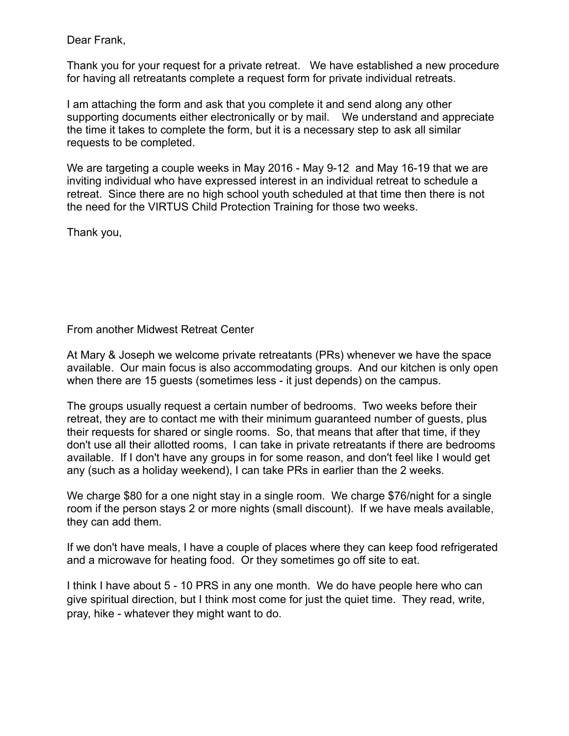Dear Frank,

Thank you for your request for a private retreat. We have established a new procedure for having all retreatants complete a request form for private individual retreats.

I am attaching the form and ask that you complete it and send along any other supporting documents either electronically or by mail. We understand and appreciate the time it takes to complete the form, but it is a necessary step to ask all similar requests to be completed.

We are targeting a couple weeks in May 2016 - May 9-12 and May 16-19 that we are inviting individual who have expressed interest in an individual retreat to schedule a retreat. Since there are no high school youth scheduled at that time then there is not the need for the VIRTUS Child Protection Training for those two weeks.

Thank you,

From another Midwest Retreat Center

At Mary & Joseph we welcome private retreatants (PRs) whenever we have the space available. Our main focus is also accommodating groups. And our kitchen is only open when there are 15 guests (sometimes less - it just depends) on the campus.

The groups usually request a certain number of bedrooms. Two weeks before their retreat, they are to contact me with their minimum guaranteed number of guests, plus their requests for shared or single rooms. So, that means that after that time, if they don't use all their allotted rooms, I can take in private retreatants if there are bedrooms available. If I don't have any groups in for some reason, and don't feel like I would get any (such as a holiday weekend), I can take PRs in earlier than the 2 weeks.

We charge $80 for a one night stay in a single room. We charge $76/night for a single room if the person stays 2 or more nights (small discount). If we have meals available, they can add them.

If we don't have meals, I have a couple of places where they can keep food refrigerated and a microwave for heating food. Or they sometimes go off site to eat.

I think I have about 5 - 10 PRS in any one month. We do have people here who can give spiritual direction, but I think most come for just the quiet time. They read, write, pray, hike - whatever they might want to do.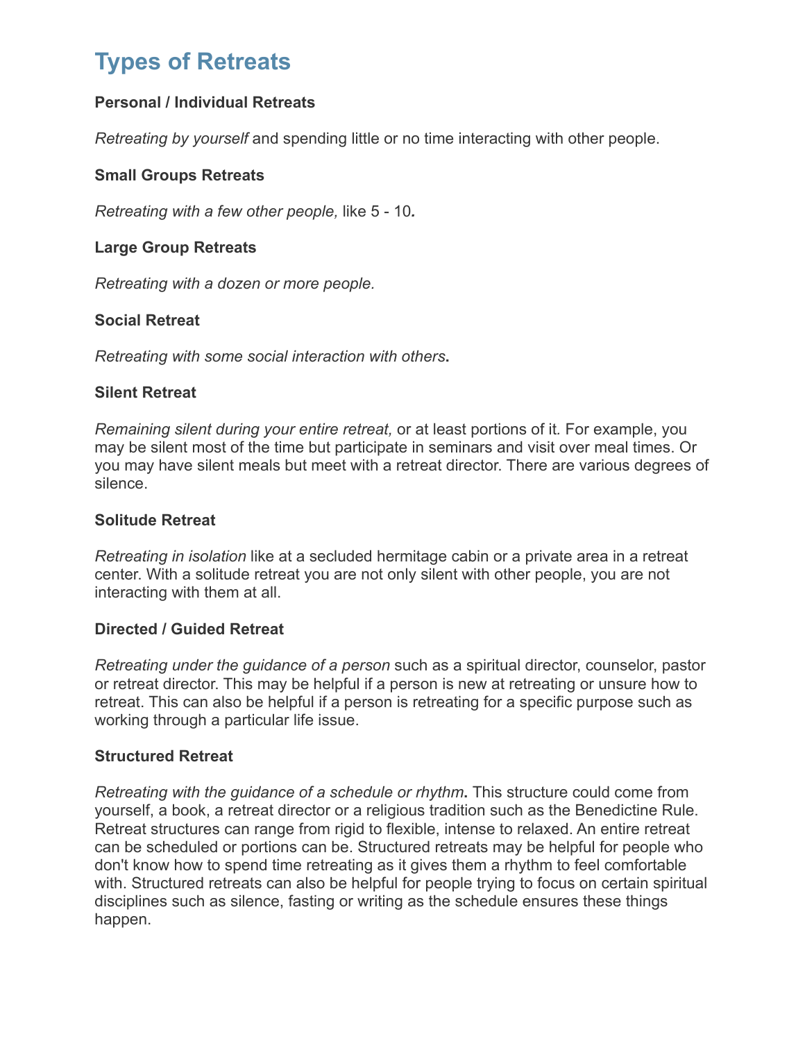# Types of Retreats

**Personal / Individual Retreats**

*Retreating by yourself* and spending little or no time interacting with other people.

**Small Groups Retreats**

*Retreating with a few other people,* like 5 - 10***.***

**Large Group Retreats**

*Retreating with a dozen or more people.*

**Social Retreat**

*Retreating with some social interaction with others***.**

**Silent Retreat**

*Remaining silent during your entire retreat,* or at least portions of it*.* For example, you may be silent most of the time but participate in seminars and visit over meal times. Or you may have silent meals but meet with a retreat director. There are various degrees of silence.

**Solitude Retreat**

*Retreating in isolation* like at a secluded hermitage cabin or a private area in a retreat center. With a solitude retreat you are not only silent with other people, you are not interacting with them at all.

**Directed / Guided Retreat**

*Retreating under the guidance of a person* such as a spiritual director, counselor, pastor or retreat director. This may be helpful if a person is new at retreating or unsure how to retreat. This can also be helpful if a person is retreating for a specific purpose such as working through a particular life issue.

**Structured Retreat**

*Retreating with the guidance of a schedule or rhythm***.** This structure could come from yourself, a book, a retreat director or a religious tradition such as the Benedictine Rule. Retreat structures can range from rigid to flexible, intense to relaxed. An entire retreat can be scheduled or portions can be. Structured retreats may be helpful for people who don't know how to spend time retreating as it gives them a rhythm to feel comfortable with. Structured retreats can also be helpful for people trying to focus on certain spiritual disciplines such as silence, fasting or writing as the schedule ensures these things happen.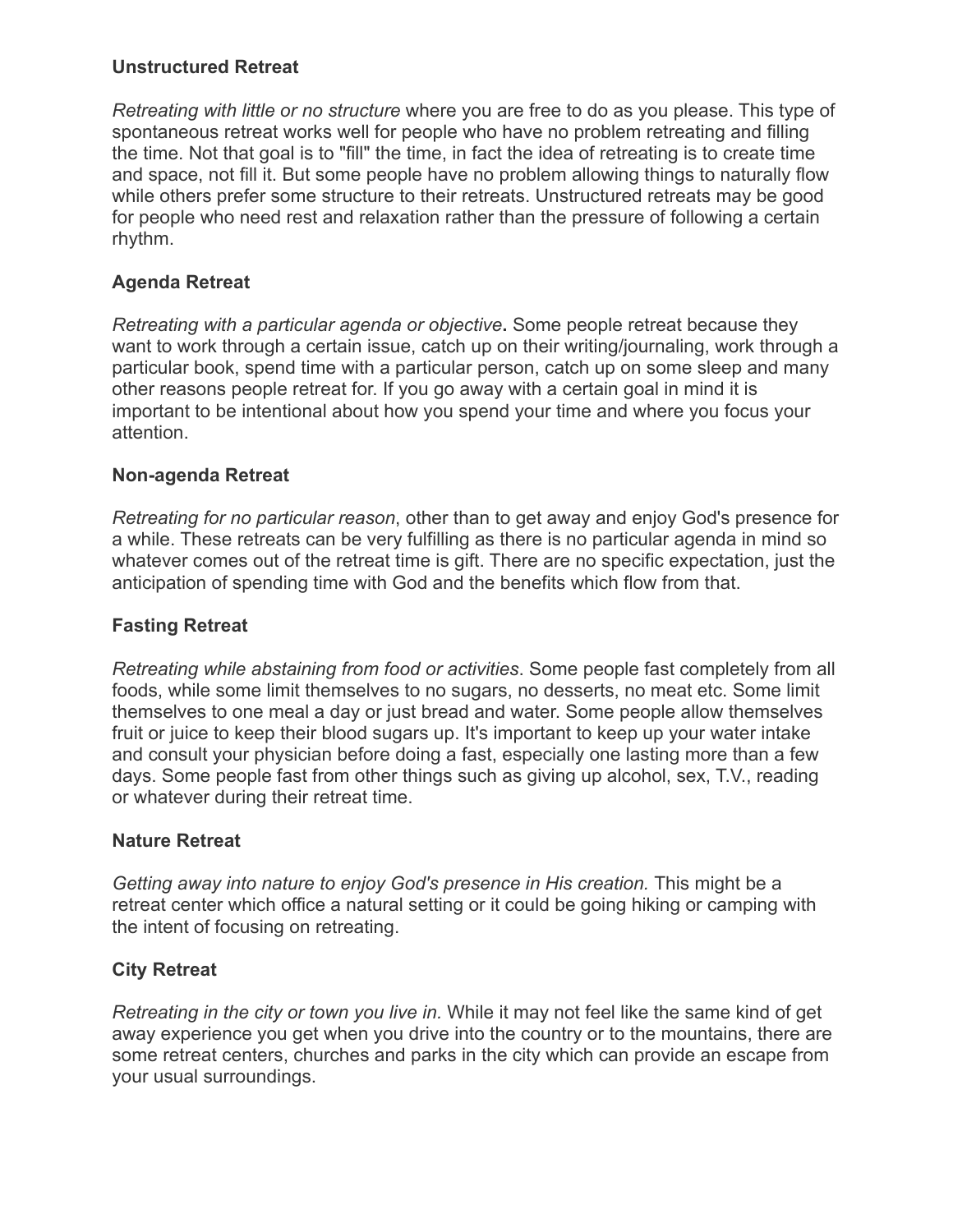**Unstructured Retreat**

*Retreating with little or no structure* where you are free to do as you please. This type of spontaneous retreat works well for people who have no problem retreating and filling the time. Not that goal is to "fill" the time, in fact the idea of retreating is to create time and space, not fill it. But some people have no problem allowing things to naturally flow while others prefer some structure to their retreats. Unstructured retreats may be good for people who need rest and relaxation rather than the pressure of following a certain rhythm.

**Agenda Retreat**

*Retreating with a particular agenda or objective***.** Some people retreat because they want to work through a certain issue, catch up on their writing/journaling, work through a particular book, spend time with a particular person, catch up on some sleep and many other reasons people retreat for. If you go away with a certain goal in mind it is important to be intentional about how you spend your time and where you focus your attention.

**Non-agenda Retreat**

*Retreating for no particular reason*, other than to get away and enjoy God's presence for a while. These retreats can be very fulfilling as there is no particular agenda in mind so whatever comes out of the retreat time is gift. There are no specific expectation, just the anticipation of spending time with God and the benefits which flow from that.

**Fasting Retreat**

*Retreating while abstaining from food or activities*. Some people fast completely from all foods, while some limit themselves to no sugars, no desserts, no meat etc. Some limit themselves to one meal a day or just bread and water. Some people allow themselves fruit or juice to keep their blood sugars up. It's important to keep up your water intake and consult your physician before doing a fast, especially one lasting more than a few days. Some people fast from other things such as giving up alcohol, sex, T.V., reading or whatever during their retreat time.

**Nature Retreat**

*Getting away into nature to enjoy God's presence in His creation.* This might be a retreat center which office a natural setting or it could be going hiking or camping with the intent of focusing on retreating.

**City Retreat**

*Retreating in the city or town you live in.* While it may not feel like the same kind of get away experience you get when you drive into the country or to the mountains, there are some retreat centers, churches and parks in the city which can provide an escape from your usual surroundings.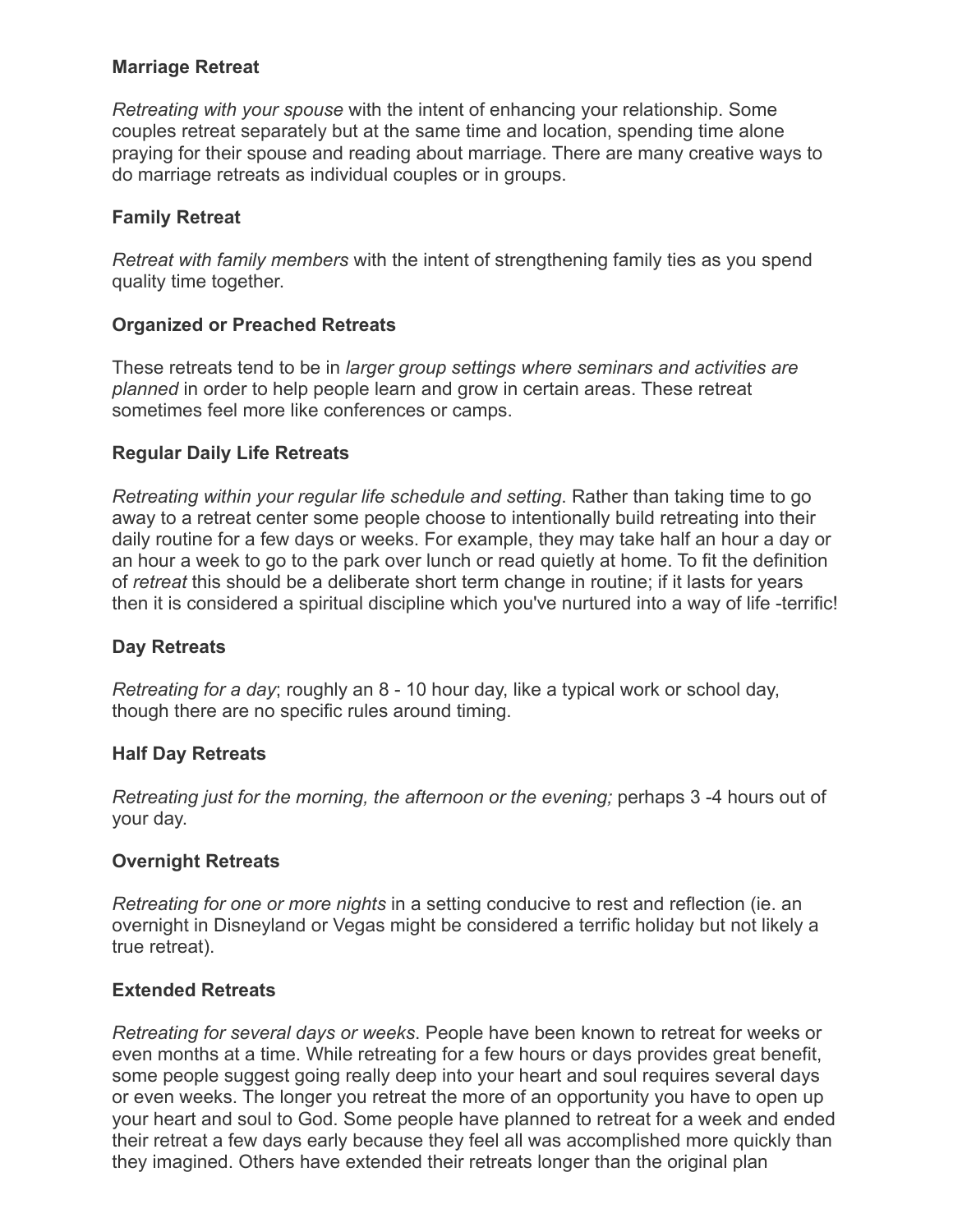**Marriage Retreat**

*Retreating with your spouse* with the intent of enhancing your relationship. Some couples retreat separately but at the same time and location, spending time alone praying for their spouse and reading about marriage. There are many creative ways to do marriage retreats as individual couples or in groups.

**Family Retreat**

*Retreat with family members* with the intent of strengthening family ties as you spend quality time together.

**Organized or Preached Retreats**

These retreats tend to be in *larger group settings where seminars and activities are planned* in order to help people learn and grow in certain areas. These retreat sometimes feel more like conferences or camps.

**Regular Daily Life Retreats**

*Retreating within your regular life schedule and setting*. Rather than taking time to go away to a retreat center some people choose to intentionally build retreating into their daily routine for a few days or weeks. For example, they may take half an hour a day or an hour a week to go to the park over lunch or read quietly at home. To fit the definition of *retreat* this should be a deliberate short term change in routine; if it lasts for years then it is considered a spiritual discipline which you've nurtured into a way of life -terrific!

**Day Retreats**

*Retreating for a day*; roughly an 8 - 10 hour day, like a typical work or school day, though there are no specific rules around timing.

**Half Day Retreats**

*Retreating just for the morning, the afternoon or the evening;* perhaps 3 -4 hours out of your day.

**Overnight Retreats**

*Retreating for one or more nights* in a setting conducive to rest and reflection (ie. an overnight in Disneyland or Vegas might be considered a terrific holiday but not likely a true retreat).

**Extended Retreats**

*Retreating for several days or weeks*. People have been known to retreat for weeks or even months at a time. While retreating for a few hours or days provides great benefit, some people suggest going really deep into your heart and soul requires several days or even weeks. The longer you retreat the more of an opportunity you have to open up your heart and soul to God. Some people have planned to retreat for a week and ended their retreat a few days early because they feel all was accomplished more quickly than they imagined. Others have extended their retreats longer than the original plan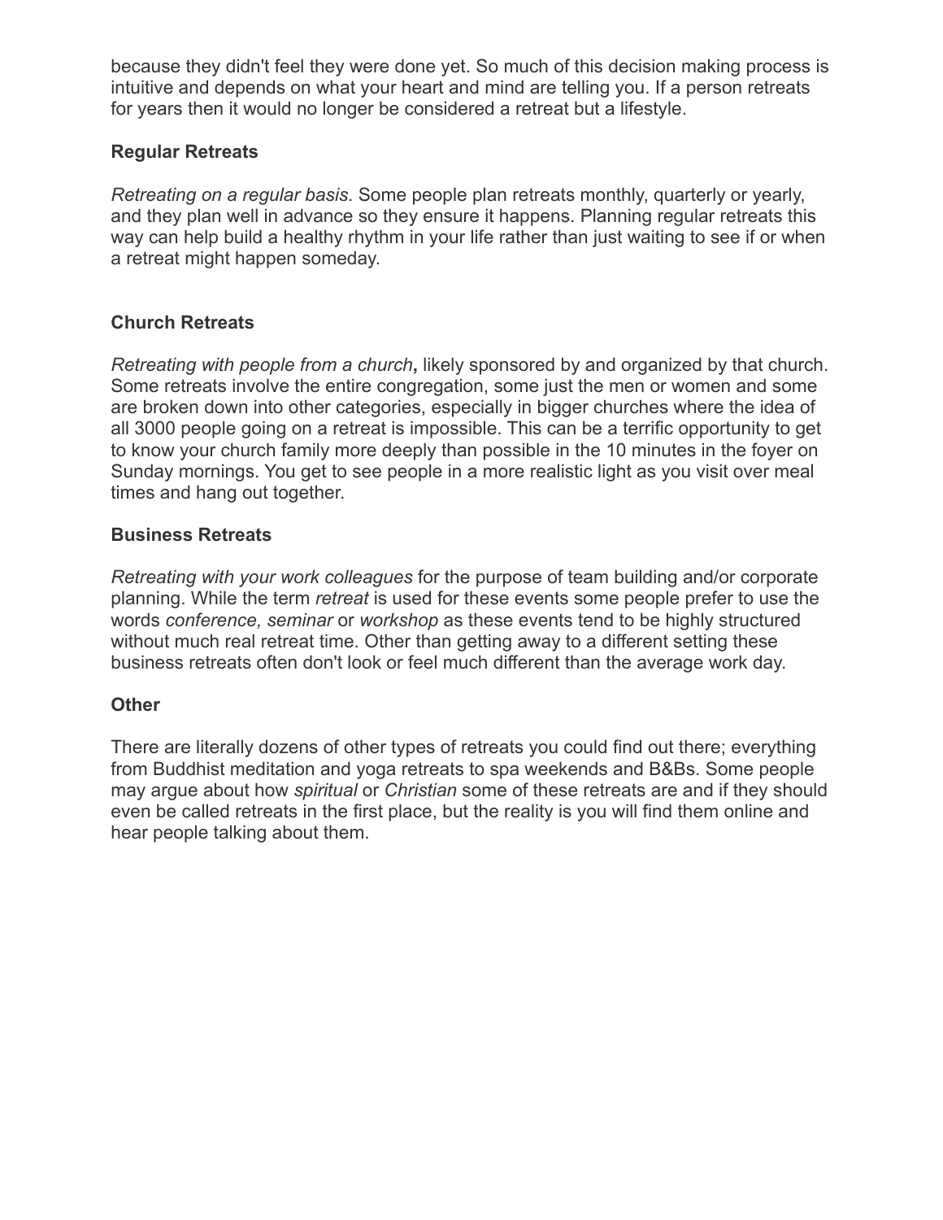because they didn't feel they were done yet. So much of this decision making process is intuitive and depends on what your heart and mind are telling you. If a person retreats for years then it would no longer be considered a retreat but a lifestyle.

**Regular Retreats**

*Retreating on a regular basis*. Some people plan retreats monthly, quarterly or yearly, and they plan well in advance so they ensure it happens. Planning regular retreats this way can help build a healthy rhythm in your life rather than just waiting to see if or when a retreat might happen someday.

**Church Retreats**

*Retreating with people from a church***,** likely sponsored by and organized by that church. Some retreats involve the entire congregation, some just the men or women and some are broken down into other categories, especially in bigger churches where the idea of all 3000 people going on a retreat is impossible. This can be a terrific opportunity to get to know your church family more deeply than possible in the 10 minutes in the foyer on Sunday mornings. You get to see people in a more realistic light as you visit over meal times and hang out together.

**Business Retreats**

*Retreating with your work colleagues* for the purpose of team building and/or corporate planning. While the term *retreat* is used for these events some people prefer to use the words *conference, seminar* or *workshop* as these events tend to be highly structured without much real retreat time. Other than getting away to a different setting these business retreats often don't look or feel much different than the average work day.

**Other**

There are literally dozens of other types of retreats you could find out there; everything from Buddhist meditation and yoga retreats to spa weekends and B&Bs. Some people may argue about how *spiritual* or *Christian* some of these retreats are and if they should even be called retreats in the first place, but the reality is you will find them online and hear people talking about them.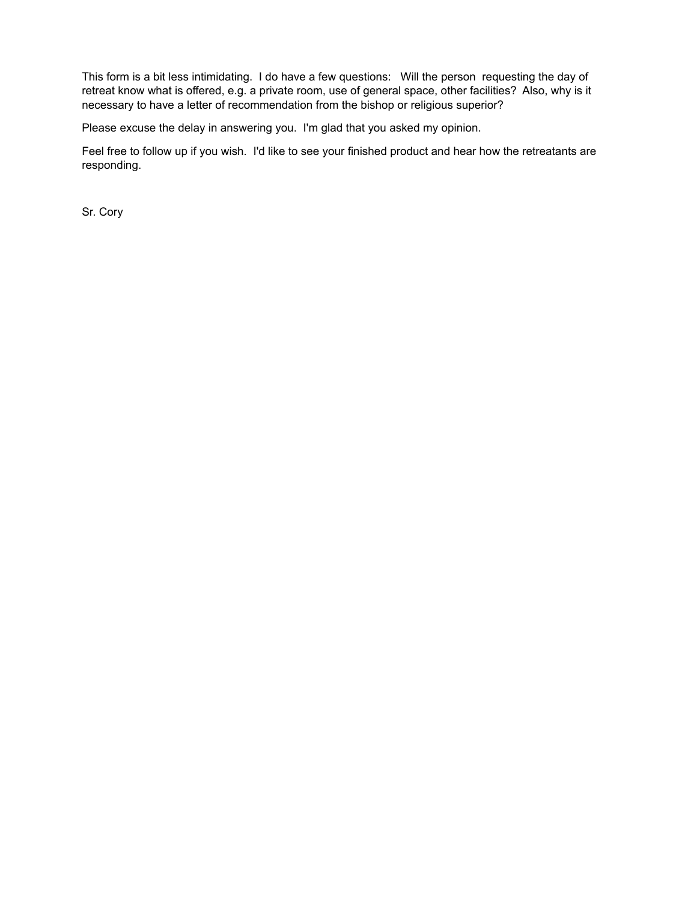This form is a bit less intimidating. I do have a few questions: Will the person requesting the day of retreat know what is offered, e.g. a private room, use of general space, other facilities? Also, why is it necessary to have a letter of recommendation from the bishop or religious superior?

Please excuse the delay in answering you. I'm glad that you asked my opinion.

Feel free to follow up if you wish. I'd like to see your finished product and hear how the retreatants are responding.

Sr. Cory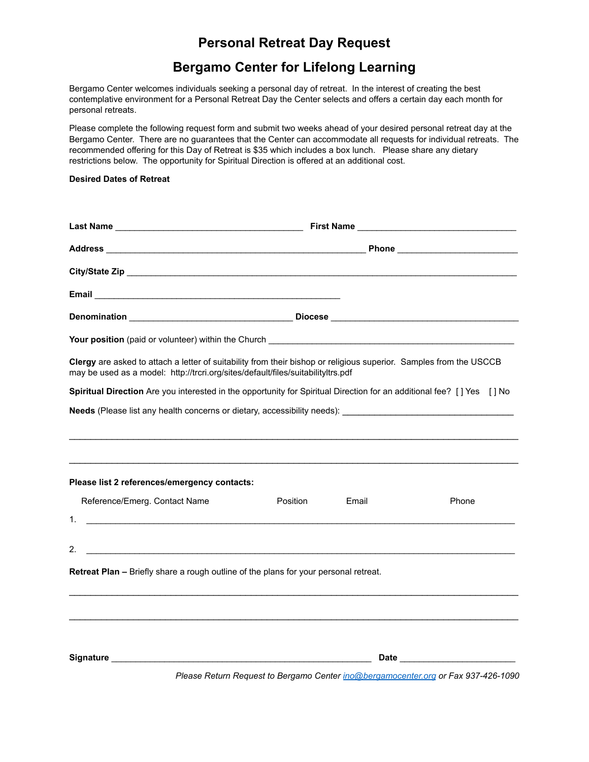# Personal Retreat Day Request

## Bergamo Center for Lifelong Learning

Bergamo Center welcomes individuals seeking a personal day of retreat. In the interest of creating the best contemplative environment for a Personal Retreat Day the Center selects and offers a certain day each month for personal retreats.

Please complete the following request form and submit two weeks ahead of your desired personal retreat day at the Bergamo Center. There are no guarantees that the Center can accommodate all requests for individual retreats. The recommended offering for this Day of Retreat is $35 which includes a box lunch. Please share any dietary restrictions below. The opportunity for Spiritual Direction is offered at an additional cost.

**Desired Dates of Retreat**

**Last Name** ______________________________________ **First Name** _________________________________

**Address** _____________________________________________________ **Phone** _________________________

**City/State Zip** ______________________________________________________________________________

**Email** ___________________________________________________

**Denomination** __________________________________ **Diocese** _______________________________________

**Your position** (paid or volunteer) within the Church ___________________________________________________

**Clergy** are asked to attach a letter of suitability from their bishop or religious superior. Samples from the USCCB may be used as a model: http://trcri.org/sites/default/files/suitabilityltrs.pdf

**Spiritual Direction** Are you interested in the opportunity for Spiritual Direction for an additional fee? [ ] Yes [ ] No

**Needs** (Please list any health concerns or dietary, accessibility needs): ____________________________________

______________________________________________________________________________________________

______________________________________________________________________________________________

**Please list 2 references/emergency contacts:**

| Reference/Emerg. Contact Name | Position | Email | Phone |
|---|---|---|---|
| 1. | | | |
| 2. | | | |

**Retreat Plan –** Briefly share a rough outline of the plans for your personal retreat.

______________________________________________________________________________________________

______________________________________________________________________________________________

**Signature** ______________________________________________________ **Date** _________________________

*Please Return Request to Bergamo Center ino@bergamocenter.org or Fax 937-426-1090*